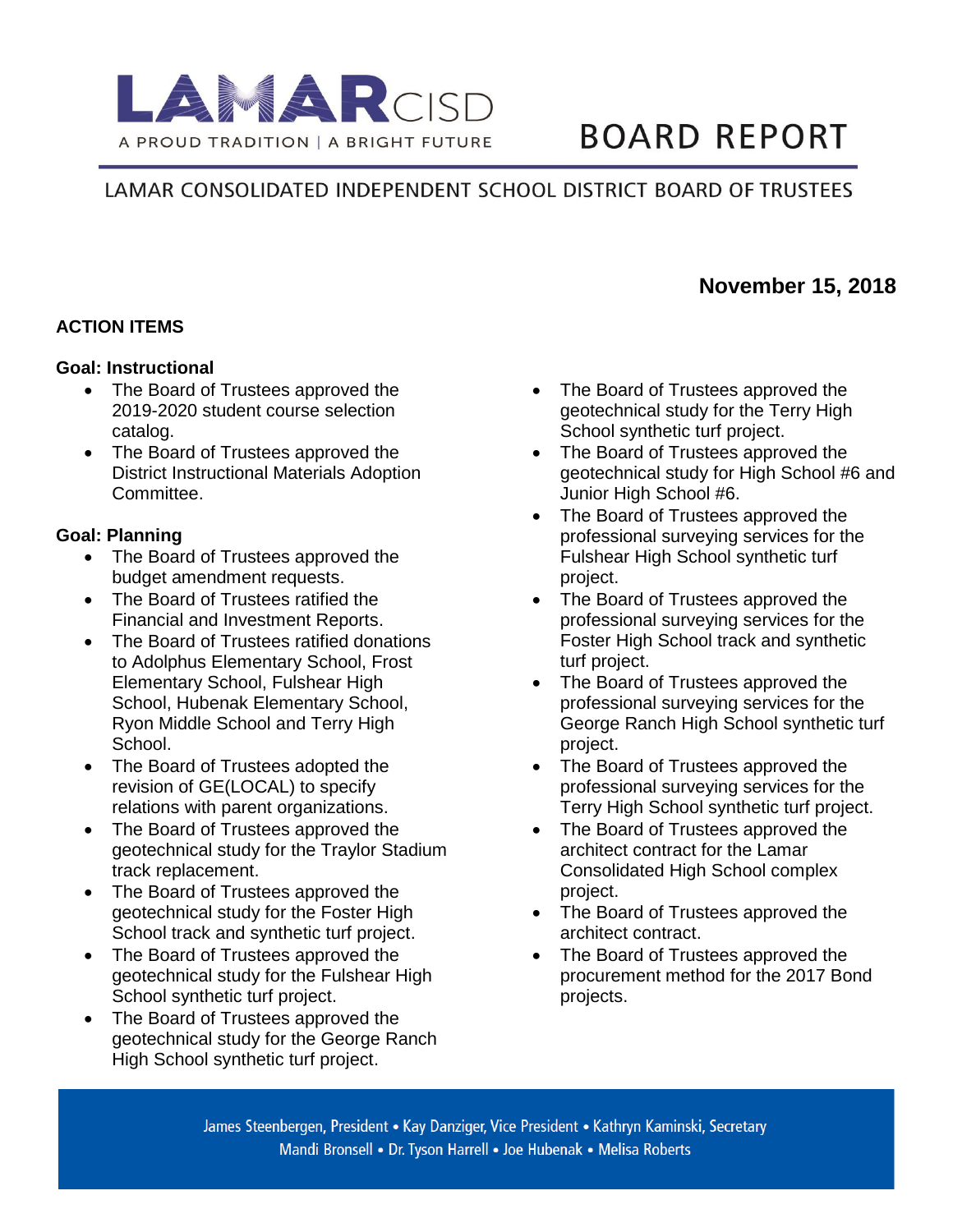# LAMAR CISD

A PROUD TRADITION | A BRIGHT FUTURE

# BOARD REPORT

LAMAR CONSOLIDATED INDEPENDENT SCHOOL DISTRICT BOARD OF TRUSTEES

**November 15, 2018**

## ACTION ITEMS

### Goal: Instructional

- The Board of Trustees approved the 2019-2020 student course selection catalog.
- The Board of Trustees approved the District Instructional Materials Adoption Committee.

### Goal: Planning

- The Board of Trustees approved the budget amendment requests.
- The Board of Trustees ratified the Financial and Investment Reports.
- The Board of Trustees ratified donations to Adolphus Elementary School, Frost Elementary School, Fulshear High School, Hubenak Elementary School, Ryon Middle School and Terry High School.
- The Board of Trustees adopted the revision of GE(LOCAL) to specify relations with parent organizations.
- The Board of Trustees approved the geotechnical study for the Traylor Stadium track replacement.
- The Board of Trustees approved the geotechnical study for the Foster High School track and synthetic turf project.
- The Board of Trustees approved the geotechnical study for the Fulshear High School synthetic turf project.
- The Board of Trustees approved the geotechnical study for the George Ranch High School synthetic turf project.
- The Board of Trustees approved the geotechnical study for the Terry High School synthetic turf project.
- The Board of Trustees approved the geotechnical study for High School #6 and Junior High School #6.
- The Board of Trustees approved the professional surveying services for the Fulshear High School synthetic turf project.
- The Board of Trustees approved the professional surveying services for the Foster High School track and synthetic turf project.
- The Board of Trustees approved the professional surveying services for the George Ranch High School synthetic turf project.
- The Board of Trustees approved the professional surveying services for the Terry High School synthetic turf project.
- The Board of Trustees approved the architect contract for the Lamar Consolidated High School complex project.
- The Board of Trustees approved the architect contract.
- The Board of Trustees approved the procurement method for the 2017 Bond projects.

James Steenbergen, President • Kay Danziger, Vice President • Kathryn Kaminski, Secretary
Mandi Bronsell • Dr. Tyson Harrell • Joe Hubenak • Melisa Roberts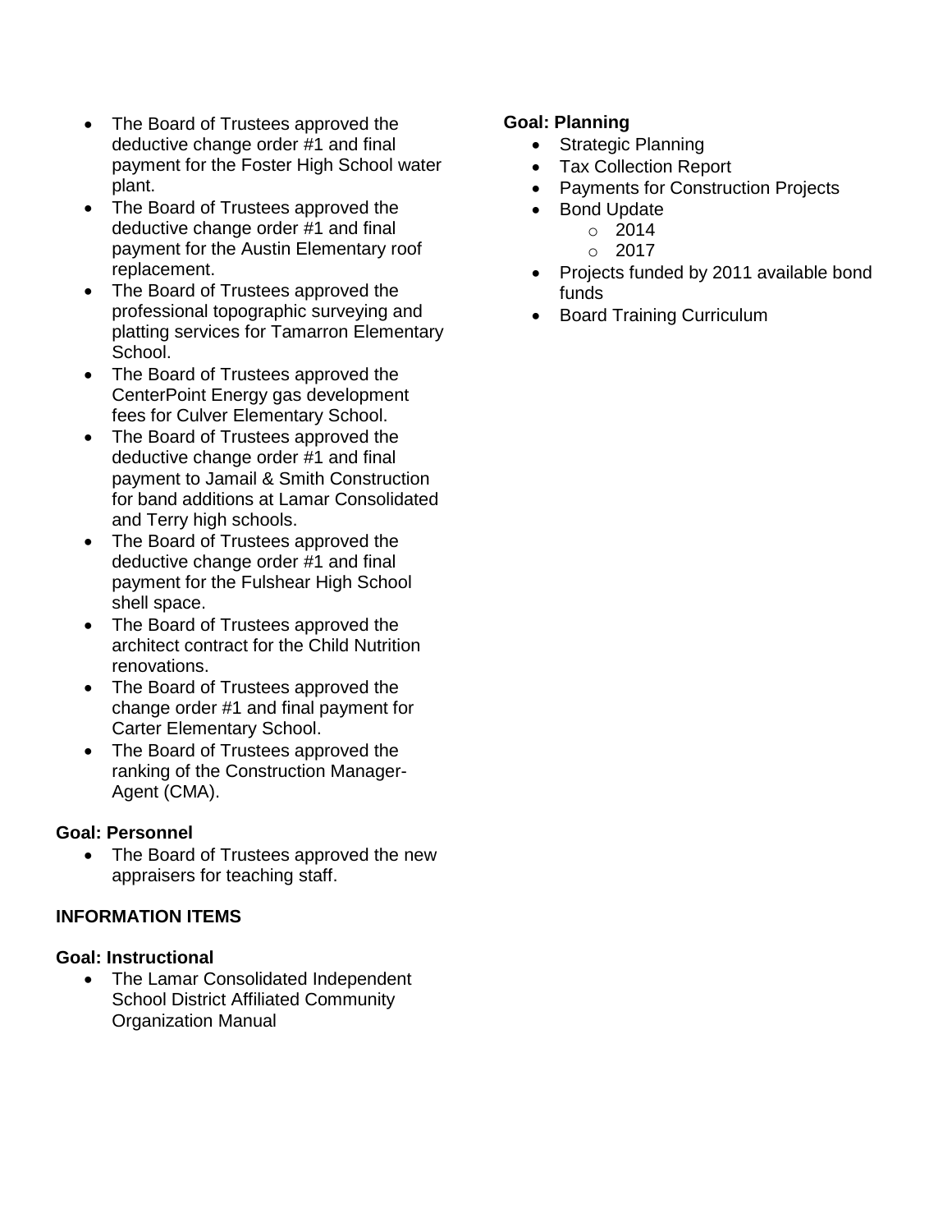- The Board of Trustees approved the deductive change order #1 and final payment for the Foster High School water plant.
- The Board of Trustees approved the deductive change order #1 and final payment for the Austin Elementary roof replacement.
- The Board of Trustees approved the professional topographic surveying and platting services for Tamarron Elementary School.
- The Board of Trustees approved the CenterPoint Energy gas development fees for Culver Elementary School.
- The Board of Trustees approved the deductive change order #1 and final payment to Jamail & Smith Construction for band additions at Lamar Consolidated and Terry high schools.
- The Board of Trustees approved the deductive change order #1 and final payment for the Fulshear High School shell space.
- The Board of Trustees approved the architect contract for the Child Nutrition renovations.
- The Board of Trustees approved the change order #1 and final payment for Carter Elementary School.
- The Board of Trustees approved the ranking of the Construction Manager-Agent (CMA).

**Goal: Personnel**

- The Board of Trustees approved the new appraisers for teaching staff.

**INFORMATION ITEMS**

**Goal: Instructional**

- The Lamar Consolidated Independent School District Affiliated Community Organization Manual

**Goal: Planning**

- Strategic Planning
- Tax Collection Report
- Payments for Construction Projects
- Bond Update
  - 2014
  - 2017
- Projects funded by 2011 available bond funds
- Board Training Curriculum